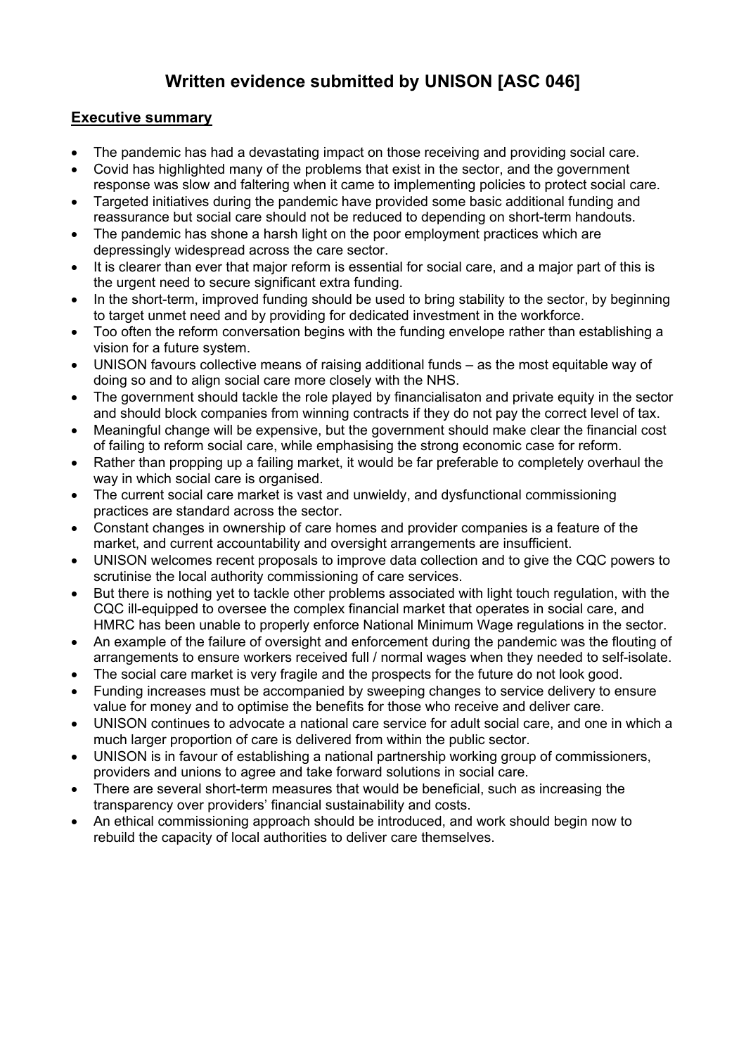# Written evidence submitted by UNISON [ASC 046]

## Executive summary

- The pandemic has had a devastating impact on those receiving and providing social care.
- Covid has highlighted many of the problems that exist in the sector, and the government response was slow and faltering when it came to implementing policies to protect social care.
- Targeted initiatives during the pandemic have provided some basic additional funding and reassurance but social care should not be reduced to depending on short-term handouts.
- The pandemic has shone a harsh light on the poor employment practices which are depressingly widespread across the care sector.
- It is clearer than ever that major reform is essential for social care, and a major part of this is the urgent need to secure significant extra funding.
- In the short-term, improved funding should be used to bring stability to the sector, by beginning to target unmet need and by providing for dedicated investment in the workforce.
- Too often the reform conversation begins with the funding envelope rather than establishing a vision for a future system.
- UNISON favours collective means of raising additional funds – as the most equitable way of doing so and to align social care more closely with the NHS.
- The government should tackle the role played by financialisaton and private equity in the sector and should block companies from winning contracts if they do not pay the correct level of tax.
- Meaningful change will be expensive, but the government should make clear the financial cost of failing to reform social care, while emphasising the strong economic case for reform.
- Rather than propping up a failing market, it would be far preferable to completely overhaul the way in which social care is organised.
- The current social care market is vast and unwieldy, and dysfunctional commissioning practices are standard across the sector.
- Constant changes in ownership of care homes and provider companies is a feature of the market, and current accountability and oversight arrangements are insufficient.
- UNISON welcomes recent proposals to improve data collection and to give the CQC powers to scrutinise the local authority commissioning of care services.
- But there is nothing yet to tackle other problems associated with light touch regulation, with the CQC ill-equipped to oversee the complex financial market that operates in social care, and HMRC has been unable to properly enforce National Minimum Wage regulations in the sector.
- An example of the failure of oversight and enforcement during the pandemic was the flouting of arrangements to ensure workers received full / normal wages when they needed to self-isolate.
- The social care market is very fragile and the prospects for the future do not look good.
- Funding increases must be accompanied by sweeping changes to service delivery to ensure value for money and to optimise the benefits for those who receive and deliver care.
- UNISON continues to advocate a national care service for adult social care, and one in which a much larger proportion of care is delivered from within the public sector.
- UNISON is in favour of establishing a national partnership working group of commissioners, providers and unions to agree and take forward solutions in social care.
- There are several short-term measures that would be beneficial, such as increasing the transparency over providers' financial sustainability and costs.
- An ethical commissioning approach should be introduced, and work should begin now to rebuild the capacity of local authorities to deliver care themselves.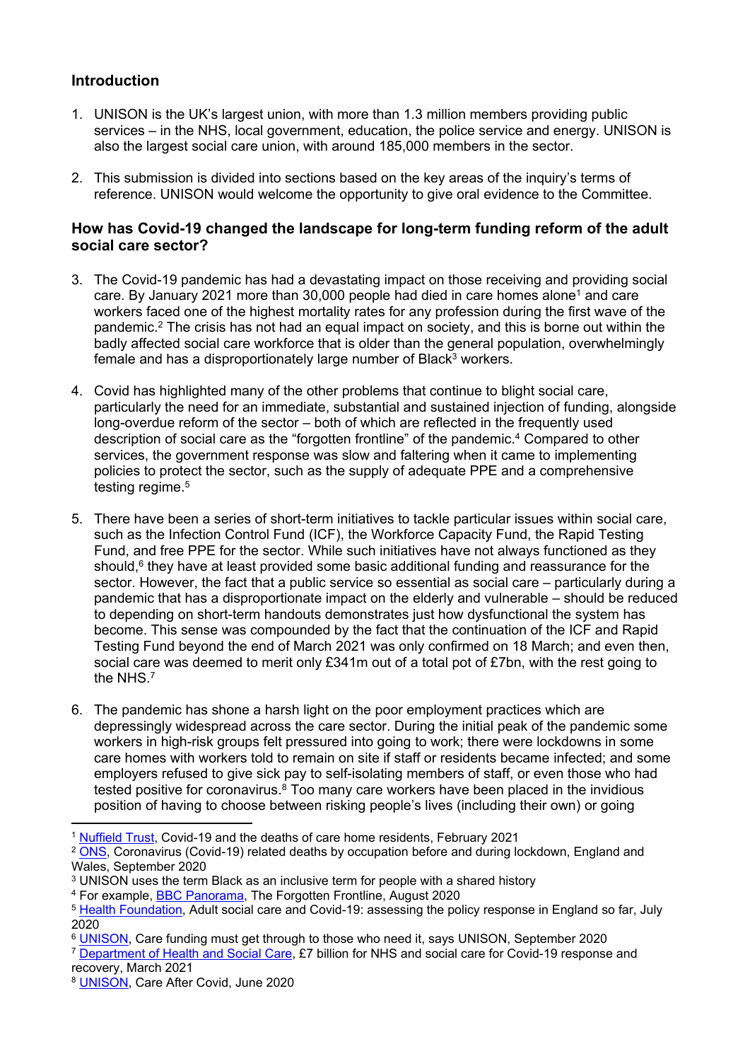## Introduction

1. UNISON is the UK's largest union, with more than 1.3 million members providing public services – in the NHS, local government, education, the police service and energy. UNISON is also the largest social care union, with around 185,000 members in the sector.

2. This submission is divided into sections based on the key areas of the inquiry's terms of reference. UNISON would welcome the opportunity to give oral evidence to the Committee.

## How has Covid-19 changed the landscape for long-term funding reform of the adult social care sector?

3. The Covid-19 pandemic has had a devastating impact on those receiving and providing social care. By January 2021 more than 30,000 people had died in care homes alone[1] and care workers faced one of the highest mortality rates for any profession during the first wave of the pandemic.[2] The crisis has not had an equal impact on society, and this is borne out within the badly affected social care workforce that is older than the general population, overwhelmingly female and has a disproportionately large number of Black[3] workers.

4. Covid has highlighted many of the other problems that continue to blight social care, particularly the need for an immediate, substantial and sustained injection of funding, alongside long-overdue reform of the sector – both of which are reflected in the frequently used description of social care as the "forgotten frontline" of the pandemic.[4] Compared to other services, the government response was slow and faltering when it came to implementing policies to protect the sector, such as the supply of adequate PPE and a comprehensive testing regime.[5]

5. There have been a series of short-term initiatives to tackle particular issues within social care, such as the Infection Control Fund (ICF), the Workforce Capacity Fund, the Rapid Testing Fund, and free PPE for the sector. While such initiatives have not always functioned as they should,[6] they have at least provided some basic additional funding and reassurance for the sector. However, the fact that a public service so essential as social care – particularly during a pandemic that has a disproportionate impact on the elderly and vulnerable – should be reduced to depending on short-term handouts demonstrates just how dysfunctional the system has become. This sense was compounded by the fact that the continuation of the ICF and Rapid Testing Fund beyond the end of March 2021 was only confirmed on 18 March; and even then, social care was deemed to merit only £341m out of a total pot of £7bn, with the rest going to the NHS.[7]

6. The pandemic has shone a harsh light on the poor employment practices which are depressingly widespread across the care sector. During the initial peak of the pandemic some workers in high-risk groups felt pressured into going to work; there were lockdowns in some care homes with workers told to remain on site if staff or residents became infected; and some employers refused to give sick pay to self-isolating members of staff, or even those who had tested positive for coronavirus.[8] Too many care workers have been placed in the invidious position of having to choose between risking people's lives (including their own) or going

---

[1] Nuffield Trust, Covid-19 and the deaths of care home residents, February 2021

[2] ONS, Coronavirus (Covid-19) related deaths by occupation before and during lockdown, England and Wales, September 2020

[3] UNISON uses the term Black as an inclusive term for people with a shared history

[4] For example, BBC Panorama, The Forgotten Frontline, August 2020

[5] Health Foundation, Adult social care and Covid-19: assessing the policy response in England so far, July 2020

[6] UNISON, Care funding must get through to those who need it, says UNISON, September 2020

[7] Department of Health and Social Care, £7 billion for NHS and social care for Covid-19 response and recovery, March 2021

[8] UNISON, Care After Covid, June 2020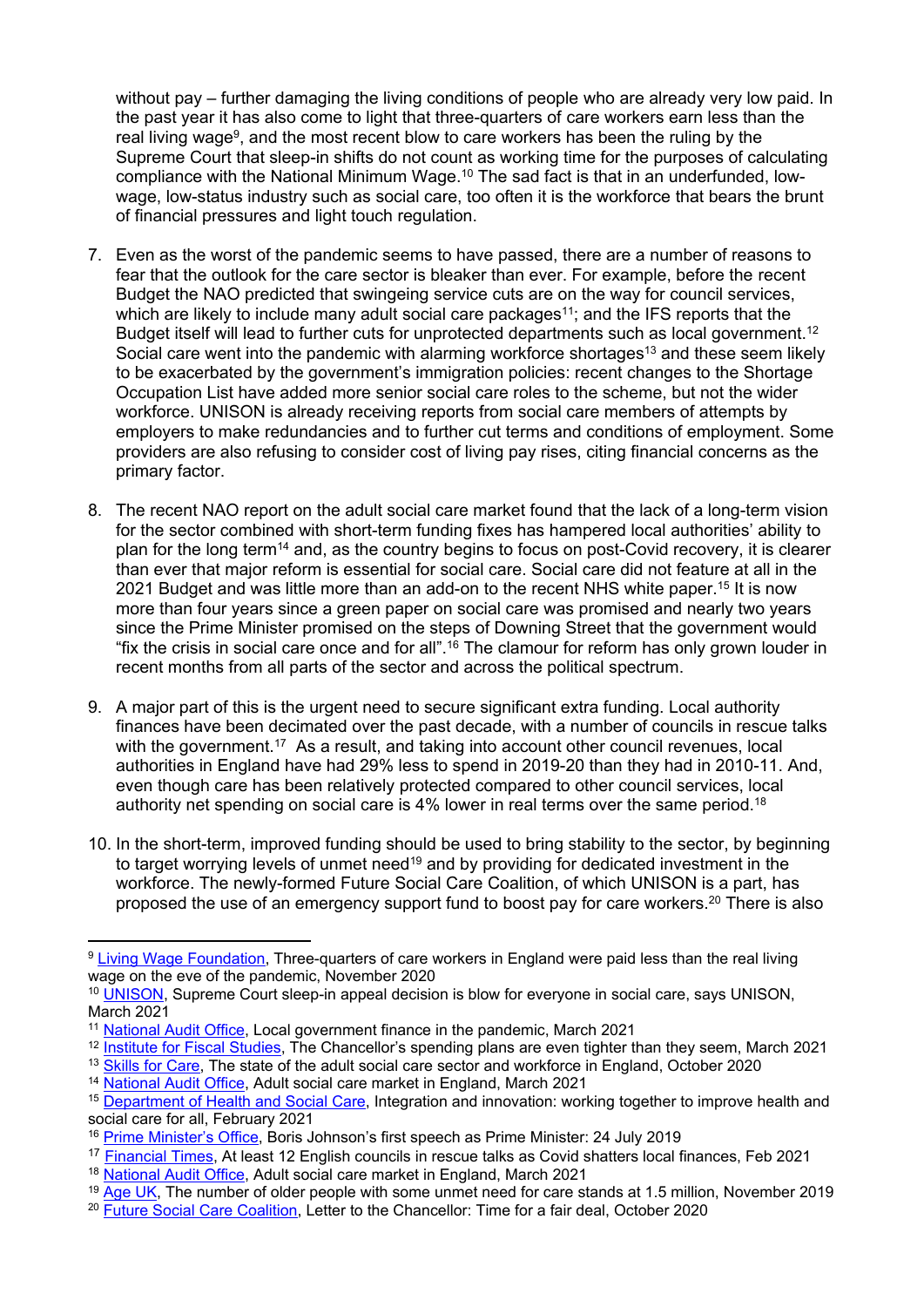without pay – further damaging the living conditions of people who are already very low paid. In the past year it has also come to light that three-quarters of care workers earn less than the real living wage[9], and the most recent blow to care workers has been the ruling by the Supreme Court that sleep-in shifts do not count as working time for the purposes of calculating compliance with the National Minimum Wage.[10] The sad fact is that in an underfunded, low-wage, low-status industry such as social care, too often it is the workforce that bears the brunt of financial pressures and light touch regulation.

7. Even as the worst of the pandemic seems to have passed, there are a number of reasons to fear that the outlook for the care sector is bleaker than ever. For example, before the recent Budget the NAO predicted that swingeing service cuts are on the way for council services, which are likely to include many adult social care packages[11]; and the IFS reports that the Budget itself will lead to further cuts for unprotected departments such as local government.[12] Social care went into the pandemic with alarming workforce shortages[13] and these seem likely to be exacerbated by the government's immigration policies: recent changes to the Shortage Occupation List have added more senior social care roles to the scheme, but not the wider workforce. UNISON is already receiving reports from social care members of attempts by employers to make redundancies and to further cut terms and conditions of employment. Some providers are also refusing to consider cost of living pay rises, citing financial concerns as the primary factor.

8. The recent NAO report on the adult social care market found that the lack of a long-term vision for the sector combined with short-term funding fixes has hampered local authorities' ability to plan for the long term[14] and, as the country begins to focus on post-Covid recovery, it is clearer than ever that major reform is essential for social care. Social care did not feature at all in the 2021 Budget and was little more than an add-on to the recent NHS white paper.[15] It is now more than four years since a green paper on social care was promised and nearly two years since the Prime Minister promised on the steps of Downing Street that the government would "fix the crisis in social care once and for all".[16] The clamour for reform has only grown louder in recent months from all parts of the sector and across the political spectrum.

9. A major part of this is the urgent need to secure significant extra funding. Local authority finances have been decimated over the past decade, with a number of councils in rescue talks with the government.[17] As a result, and taking into account other council revenues, local authorities in England have had 29% less to spend in 2019-20 than they had in 2010-11. And, even though care has been relatively protected compared to other council services, local authority net spending on social care is 4% lower in real terms over the same period.[18]

10. In the short-term, improved funding should be used to bring stability to the sector, by beginning to target worrying levels of unmet need[19] and by providing for dedicated investment in the workforce. The newly-formed Future Social Care Coalition, of which UNISON is a part, has proposed the use of an emergency support fund to boost pay for care workers.[20] There is also

---

[9] Living Wage Foundation, Three-quarters of care workers in England were paid less than the real living wage on the eve of the pandemic, November 2020

[10] UNISON, Supreme Court sleep-in appeal decision is blow for everyone in social care, says UNISON, March 2021

[11] National Audit Office, Local government finance in the pandemic, March 2021

[12] Institute for Fiscal Studies, The Chancellor's spending plans are even tighter than they seem, March 2021

[13] Skills for Care, The state of the adult social care sector and workforce in England, October 2020

[14] National Audit Office, Adult social care market in England, March 2021

[15] Department of Health and Social Care, Integration and innovation: working together to improve health and social care for all, February 2021

[16] Prime Minister's Office, Boris Johnson's first speech as Prime Minister: 24 July 2019

[17] Financial Times, At least 12 English councils in rescue talks as Covid shatters local finances, Feb 2021

[18] National Audit Office, Adult social care market in England, March 2021

[19] Age UK, The number of older people with some unmet need for care stands at 1.5 million, November 2019

[20] Future Social Care Coalition, Letter to the Chancellor: Time for a fair deal, October 2020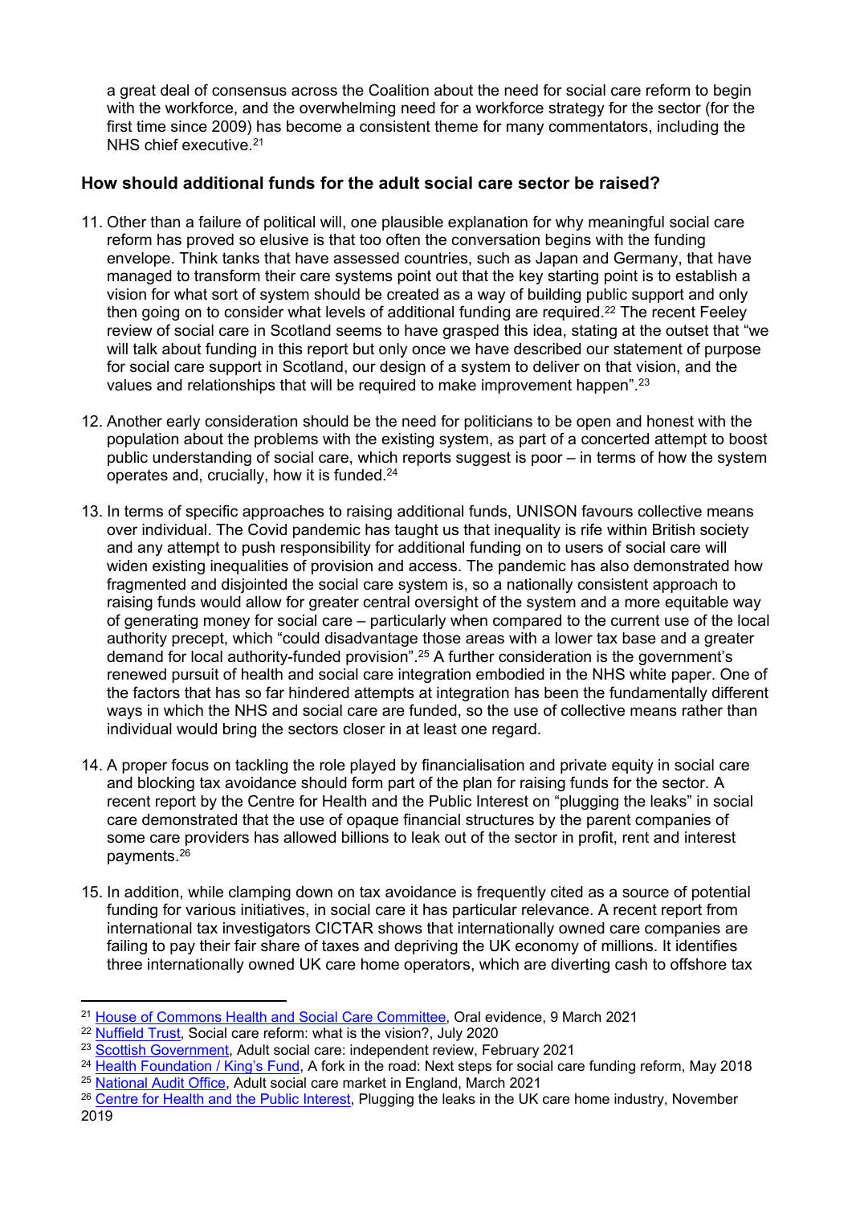a great deal of consensus across the Coalition about the need for social care reform to begin with the workforce, and the overwhelming need for a workforce strategy for the sector (for the first time since 2009) has become a consistent theme for many commentators, including the NHS chief executive.[21]

## How should additional funds for the adult social care sector be raised?

11. Other than a failure of political will, one plausible explanation for why meaningful social care reform has proved so elusive is that too often the conversation begins with the funding envelope. Think tanks that have assessed countries, such as Japan and Germany, that have managed to transform their care systems point out that the key starting point is to establish a vision for what sort of system should be created as a way of building public support and only then going on to consider what levels of additional funding are required.[22] The recent Feeley review of social care in Scotland seems to have grasped this idea, stating at the outset that "we will talk about funding in this report but only once we have described our statement of purpose for social care support in Scotland, our design of a system to deliver on that vision, and the values and relationships that will be required to make improvement happen".[23]

12. Another early consideration should be the need for politicians to be open and honest with the population about the problems with the existing system, as part of a concerted attempt to boost public understanding of social care, which reports suggest is poor – in terms of how the system operates and, crucially, how it is funded.[24]

13. In terms of specific approaches to raising additional funds, UNISON favours collective means over individual. The Covid pandemic has taught us that inequality is rife within British society and any attempt to push responsibility for additional funding on to users of social care will widen existing inequalities of provision and access. The pandemic has also demonstrated how fragmented and disjointed the social care system is, so a nationally consistent approach to raising funds would allow for greater central oversight of the system and a more equitable way of generating money for social care – particularly when compared to the current use of the local authority precept, which "could disadvantage those areas with a lower tax base and a greater demand for local authority-funded provision".[25] A further consideration is the government's renewed pursuit of health and social care integration embodied in the NHS white paper. One of the factors that has so far hindered attempts at integration has been the fundamentally different ways in which the NHS and social care are funded, so the use of collective means rather than individual would bring the sectors closer in at least one regard.

14. A proper focus on tackling the role played by financialisation and private equity in social care and blocking tax avoidance should form part of the plan for raising funds for the sector. A recent report by the Centre for Health and the Public Interest on "plugging the leaks" in social care demonstrated that the use of opaque financial structures by the parent companies of some care providers has allowed billions to leak out of the sector in profit, rent and interest payments.[26]

15. In addition, while clamping down on tax avoidance is frequently cited as a source of potential funding for various initiatives, in social care it has particular relevance. A recent report from international tax investigators CICTAR shows that internationally owned care companies are failing to pay their fair share of taxes and depriving the UK economy of millions. It identifies three internationally owned UK care home operators, which are diverting cash to offshore tax

---

[21] House of Commons Health and Social Care Committee, Oral evidence, 9 March 2021

[22] Nuffield Trust, Social care reform: what is the vision?, July 2020

[23] Scottish Government, Adult social care: independent review, February 2021

[24] Health Foundation / King's Fund, A fork in the road: Next steps for social care funding reform, May 2018

[25] National Audit Office, Adult social care market in England, March 2021

[26] Centre for Health and the Public Interest, Plugging the leaks in the UK care home industry, November 2019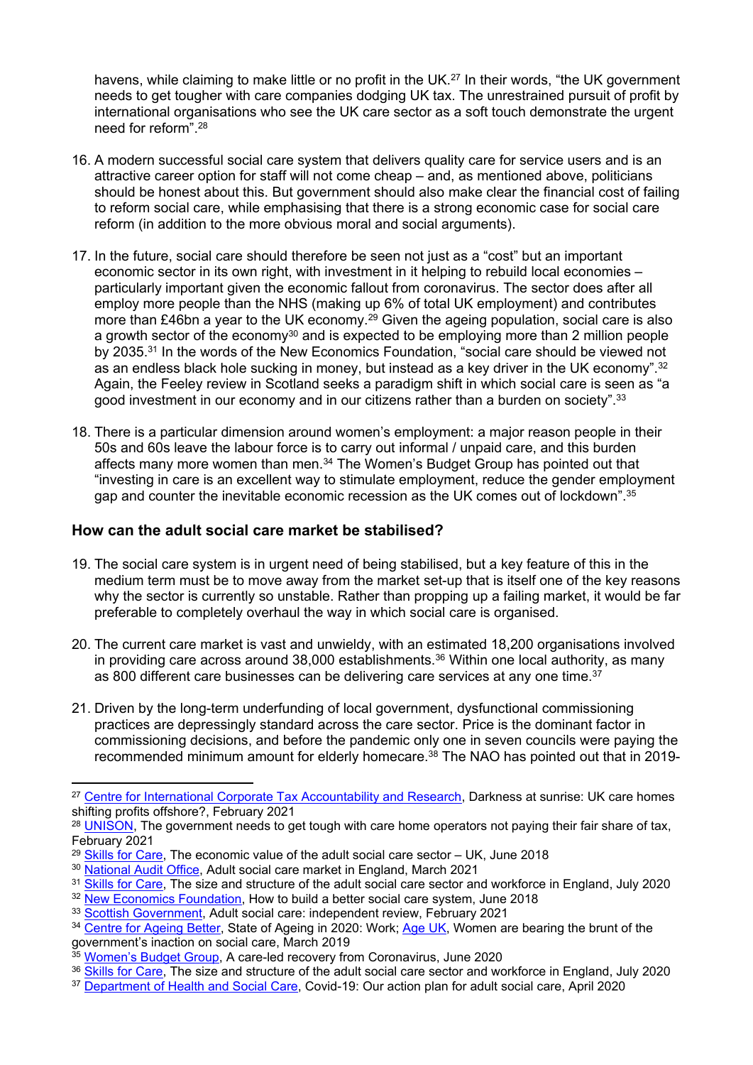havens, while claiming to make little or no profit in the UK.[27] In their words, "the UK government needs to get tougher with care companies dodging UK tax. The unrestrained pursuit of profit by international organisations who see the UK care sector as a soft touch demonstrate the urgent need for reform".[28]

16. A modern successful social care system that delivers quality care for service users and is an attractive career option for staff will not come cheap – and, as mentioned above, politicians should be honest about this. But government should also make clear the financial cost of failing to reform social care, while emphasising that there is a strong economic case for social care reform (in addition to the more obvious moral and social arguments).

17. In the future, social care should therefore be seen not just as a "cost" but an important economic sector in its own right, with investment in it helping to rebuild local economies – particularly important given the economic fallout from coronavirus. The sector does after all employ more people than the NHS (making up 6% of total UK employment) and contributes more than £46bn a year to the UK economy.[29] Given the ageing population, social care is also a growth sector of the economy[30] and is expected to be employing more than 2 million people by 2035.[31] In the words of the New Economics Foundation, "social care should be viewed not as an endless black hole sucking in money, but instead as a key driver in the UK economy".[32] Again, the Feeley review in Scotland seeks a paradigm shift in which social care is seen as "a good investment in our economy and in our citizens rather than a burden on society".[33]

18. There is a particular dimension around women's employment: a major reason people in their 50s and 60s leave the labour force is to carry out informal / unpaid care, and this burden affects many more women than men.[34] The Women's Budget Group has pointed out that "investing in care is an excellent way to stimulate employment, reduce the gender employment gap and counter the inevitable economic recession as the UK comes out of lockdown".[35]

### How can the adult social care market be stabilised?

19. The social care system is in urgent need of being stabilised, but a key feature of this in the medium term must be to move away from the market set-up that is itself one of the key reasons why the sector is currently so unstable. Rather than propping up a failing market, it would be far preferable to completely overhaul the way in which social care is organised.

20. The current care market is vast and unwieldy, with an estimated 18,200 organisations involved in providing care across around 38,000 establishments.[36] Within one local authority, as many as 800 different care businesses can be delivering care services at any one time.[37]

21. Driven by the long-term underfunding of local government, dysfunctional commissioning practices are depressingly standard across the care sector. Price is the dominant factor in commissioning decisions, and before the pandemic only one in seven councils were paying the recommended minimum amount for elderly homecare.[38] The NAO has pointed out that in 2019-

---

[27] Centre for International Corporate Tax Accountability and Research, Darkness at sunrise: UK care homes shifting profits offshore?, February 2021

[28] UNISON, The government needs to get tough with care home operators not paying their fair share of tax, February 2021

[29] Skills for Care, The economic value of the adult social care sector – UK, June 2018

[30] National Audit Office, Adult social care market in England, March 2021

[31] Skills for Care, The size and structure of the adult social care sector and workforce in England, July 2020

[32] New Economics Foundation, How to build a better social care system, June 2018

[33] Scottish Government, Adult social care: independent review, February 2021

[34] Centre for Ageing Better, State of Ageing in 2020: Work; Age UK, Women are bearing the brunt of the government's inaction on social care, March 2019

[35] Women's Budget Group, A care-led recovery from Coronavirus, June 2020

[36] Skills for Care, The size and structure of the adult social care sector and workforce in England, July 2020

[37] Department of Health and Social Care, Covid-19: Our action plan for adult social care, April 2020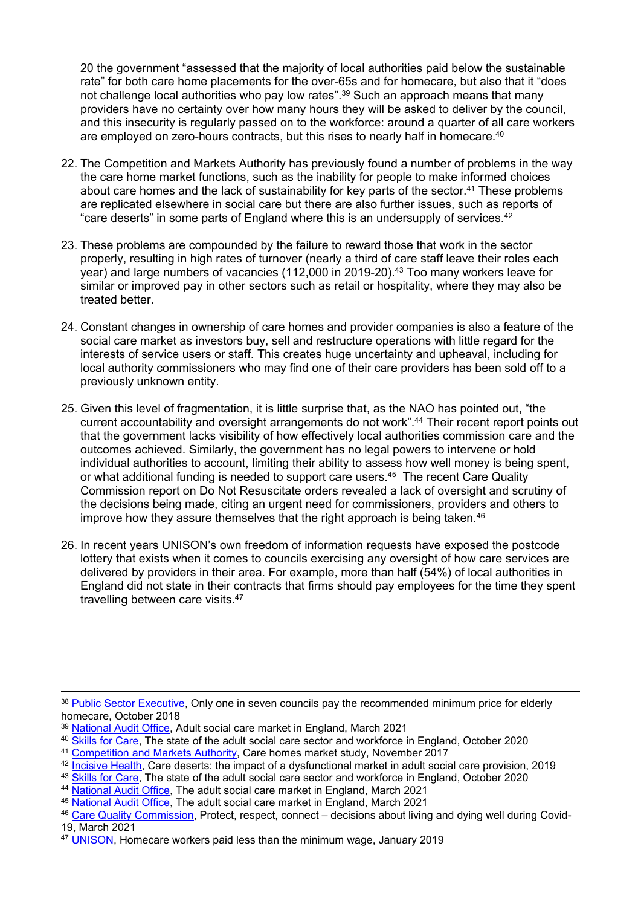20 the government "assessed that the majority of local authorities paid below the sustainable rate" for both care home placements for the over-65s and for homecare, but also that it "does not challenge local authorities who pay low rates".[39] Such an approach means that many providers have no certainty over how many hours they will be asked to deliver by the council, and this insecurity is regularly passed on to the workforce: around a quarter of all care workers are employed on zero-hours contracts, but this rises to nearly half in homecare.[40]

22. The Competition and Markets Authority has previously found a number of problems in the way the care home market functions, such as the inability for people to make informed choices about care homes and the lack of sustainability for key parts of the sector.[41] These problems are replicated elsewhere in social care but there are also further issues, such as reports of "care deserts" in some parts of England where this is an undersupply of services.[42]

23. These problems are compounded by the failure to reward those that work in the sector properly, resulting in high rates of turnover (nearly a third of care staff leave their roles each year) and large numbers of vacancies (112,000 in 2019-20).[43] Too many workers leave for similar or improved pay in other sectors such as retail or hospitality, where they may also be treated better.

24. Constant changes in ownership of care homes and provider companies is also a feature of the social care market as investors buy, sell and restructure operations with little regard for the interests of service users or staff. This creates huge uncertainty and upheaval, including for local authority commissioners who may find one of their care providers has been sold off to a previously unknown entity.

25. Given this level of fragmentation, it is little surprise that, as the NAO has pointed out, "the current accountability and oversight arrangements do not work".[44] Their recent report points out that the government lacks visibility of how effectively local authorities commission care and the outcomes achieved. Similarly, the government has no legal powers to intervene or hold individual authorities to account, limiting their ability to assess how well money is being spent, or what additional funding is needed to support care users.[45] The recent Care Quality Commission report on Do Not Resuscitate orders revealed a lack of oversight and scrutiny of the decisions being made, citing an urgent need for commissioners, providers and others to improve how they assure themselves that the right approach is being taken.[46]

26. In recent years UNISON's own freedom of information requests have exposed the postcode lottery that exists when it comes to councils exercising any oversight of how care services are delivered by providers in their area. For example, more than half (54%) of local authorities in England did not state in their contracts that firms should pay employees for the time they spent travelling between care visits.[47]

---

[38] Public Sector Executive, Only one in seven councils pay the recommended minimum price for elderly homecare, October 2018

[39] National Audit Office, Adult social care market in England, March 2021

[40] Skills for Care, The state of the adult social care sector and workforce in England, October 2020

[41] Competition and Markets Authority, Care homes market study, November 2017

[42] Incisive Health, Care deserts: the impact of a dysfunctional market in adult social care provision, 2019

[43] Skills for Care, The state of the adult social care sector and workforce in England, October 2020

[44] National Audit Office, The adult social care market in England, March 2021

[45] National Audit Office, The adult social care market in England, March 2021

[46] Care Quality Commission, Protect, respect, connect – decisions about living and dying well during Covid-19, March 2021

[47] UNISON, Homecare workers paid less than the minimum wage, January 2019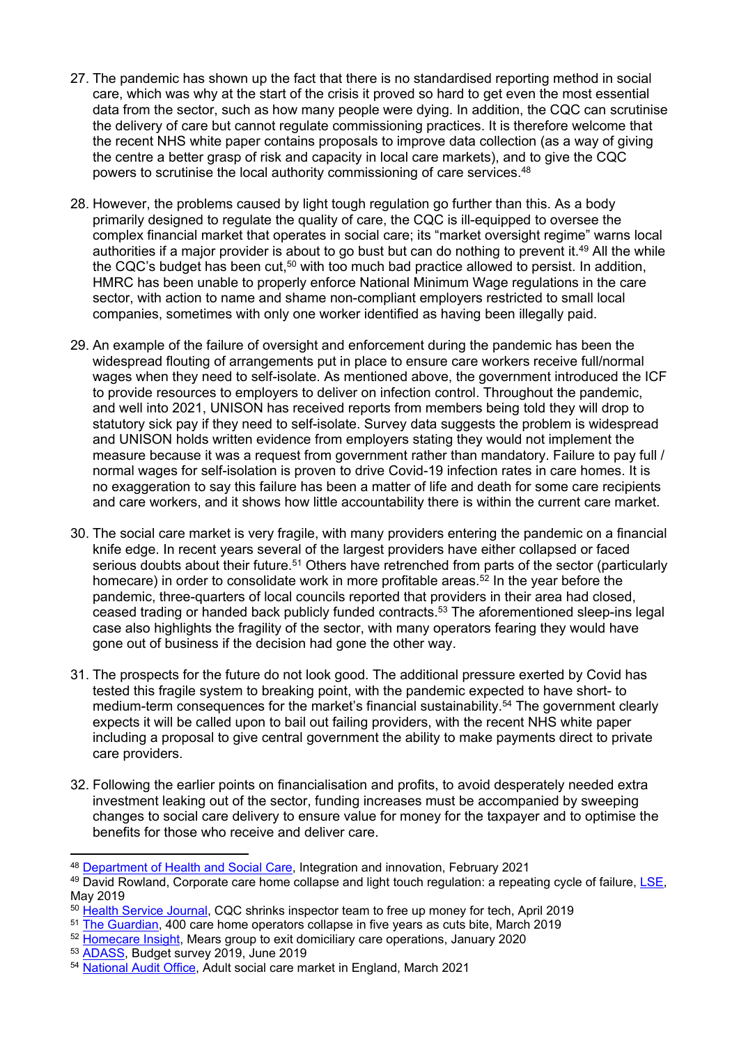27. The pandemic has shown up the fact that there is no standardised reporting method in social care, which was why at the start of the crisis it proved so hard to get even the most essential data from the sector, such as how many people were dying. In addition, the CQC can scrutinise the delivery of care but cannot regulate commissioning practices. It is therefore welcome that the recent NHS white paper contains proposals to improve data collection (as a way of giving the centre a better grasp of risk and capacity in local care markets), and to give the CQC powers to scrutinise the local authority commissioning of care services.[48]

28. However, the problems caused by light tough regulation go further than this. As a body primarily designed to regulate the quality of care, the CQC is ill-equipped to oversee the complex financial market that operates in social care; its "market oversight regime" warns local authorities if a major provider is about to go bust but can do nothing to prevent it.[49] All the while the CQC's budget has been cut,[50] with too much bad practice allowed to persist. In addition, HMRC has been unable to properly enforce National Minimum Wage regulations in the care sector, with action to name and shame non-compliant employers restricted to small local companies, sometimes with only one worker identified as having been illegally paid.

29. An example of the failure of oversight and enforcement during the pandemic has been the widespread flouting of arrangements put in place to ensure care workers receive full/normal wages when they need to self-isolate. As mentioned above, the government introduced the ICF to provide resources to employers to deliver on infection control. Throughout the pandemic, and well into 2021, UNISON has received reports from members being told they will drop to statutory sick pay if they need to self-isolate. Survey data suggests the problem is widespread and UNISON holds written evidence from employers stating they would not implement the measure because it was a request from government rather than mandatory. Failure to pay full / normal wages for self-isolation is proven to drive Covid-19 infection rates in care homes. It is no exaggeration to say this failure has been a matter of life and death for some care recipients and care workers, and it shows how little accountability there is within the current care market.

30. The social care market is very fragile, with many providers entering the pandemic on a financial knife edge. In recent years several of the largest providers have either collapsed or faced serious doubts about their future.[51] Others have retrenched from parts of the sector (particularly homecare) in order to consolidate work in more profitable areas.[52] In the year before the pandemic, three-quarters of local councils reported that providers in their area had closed, ceased trading or handed back publicly funded contracts.[53] The aforementioned sleep-ins legal case also highlights the fragility of the sector, with many operators fearing they would have gone out of business if the decision had gone the other way.

31. The prospects for the future do not look good. The additional pressure exerted by Covid has tested this fragile system to breaking point, with the pandemic expected to have short- to medium-term consequences for the market's financial sustainability.[54] The government clearly expects it will be called upon to bail out failing providers, with the recent NHS white paper including a proposal to give central government the ability to make payments direct to private care providers.

32. Following the earlier points on financialisation and profits, to avoid desperately needed extra investment leaking out of the sector, funding increases must be accompanied by sweeping changes to social care delivery to ensure value for money for the taxpayer and to optimise the benefits for those who receive and deliver care.

---

[48] Department of Health and Social Care, Integration and innovation, February 2021

[49] David Rowland, Corporate care home collapse and light touch regulation: a repeating cycle of failure, LSE, May 2019

[50] Health Service Journal, CQC shrinks inspector team to free up money for tech, April 2019

[51] The Guardian, 400 care home operators collapse in five years as cuts bite, March 2019

[52] Homecare Insight, Mears group to exit domiciliary care operations, January 2020

[53] ADASS, Budget survey 2019, June 2019

[54] National Audit Office, Adult social care market in England, March 2021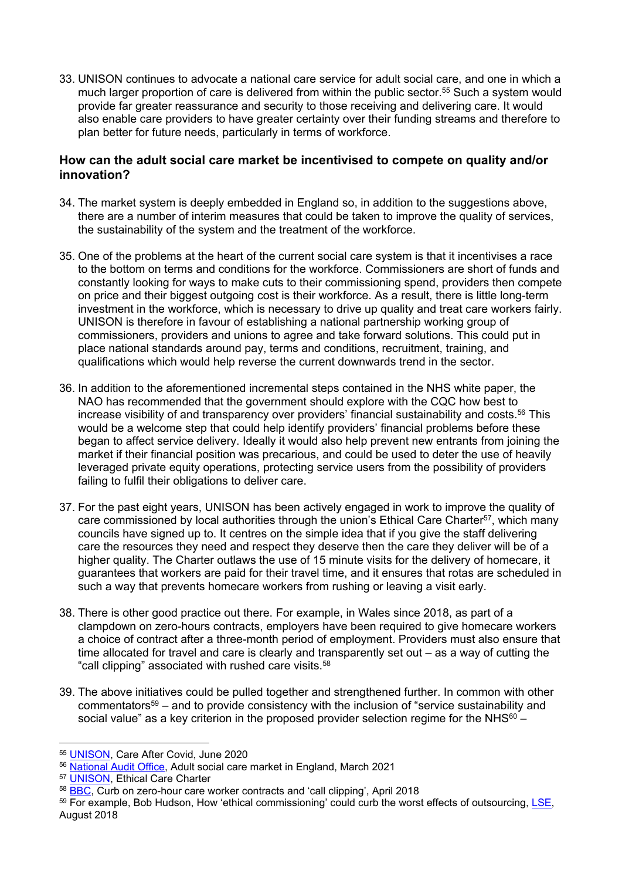33. UNISON continues to advocate a national care service for adult social care, and one in which a much larger proportion of care is delivered from within the public sector.[55] Such a system would provide far greater reassurance and security to those receiving and delivering care. It would also enable care providers to have greater certainty over their funding streams and therefore to plan better for future needs, particularly in terms of workforce.

### How can the adult social care market be incentivised to compete on quality and/or innovation?

34. The market system is deeply embedded in England so, in addition to the suggestions above, there are a number of interim measures that could be taken to improve the quality of services, the sustainability of the system and the treatment of the workforce.

35. One of the problems at the heart of the current social care system is that it incentivises a race to the bottom on terms and conditions for the workforce. Commissioners are short of funds and constantly looking for ways to make cuts to their commissioning spend, providers then compete on price and their biggest outgoing cost is their workforce. As a result, there is little long-term investment in the workforce, which is necessary to drive up quality and treat care workers fairly. UNISON is therefore in favour of establishing a national partnership working group of commissioners, providers and unions to agree and take forward solutions. This could put in place national standards around pay, terms and conditions, recruitment, training, and qualifications which would help reverse the current downwards trend in the sector.

36. In addition to the aforementioned incremental steps contained in the NHS white paper, the NAO has recommended that the government should explore with the CQC how best to increase visibility of and transparency over providers' financial sustainability and costs.[56] This would be a welcome step that could help identify providers' financial problems before these began to affect service delivery. Ideally it would also help prevent new entrants from joining the market if their financial position was precarious, and could be used to deter the use of heavily leveraged private equity operations, protecting service users from the possibility of providers failing to fulfil their obligations to deliver care.

37. For the past eight years, UNISON has been actively engaged in work to improve the quality of care commissioned by local authorities through the union's Ethical Care Charter[57], which many councils have signed up to. It centres on the simple idea that if you give the staff delivering care the resources they need and respect they deserve then the care they deliver will be of a higher quality. The Charter outlaws the use of 15 minute visits for the delivery of homecare, it guarantees that workers are paid for their travel time, and it ensures that rotas are scheduled in such a way that prevents homecare workers from rushing or leaving a visit early.

38. There is other good practice out there. For example, in Wales since 2018, as part of a clampdown on zero-hours contracts, employers have been required to give homecare workers a choice of contract after a three-month period of employment. Providers must also ensure that time allocated for travel and care is clearly and transparently set out – as a way of cutting the "call clipping" associated with rushed care visits.[58]

39. The above initiatives could be pulled together and strengthened further. In common with other commentators[59] – and to provide consistency with the inclusion of "service sustainability and social value" as a key criterion in the proposed provider selection regime for the NHS[60] –

---

[55] UNISON, Care After Covid, June 2020

[56] National Audit Office, Adult social care market in England, March 2021

[57] UNISON, Ethical Care Charter

[58] BBC, Curb on zero-hour care worker contracts and 'call clipping', April 2018

[59] For example, Bob Hudson, How 'ethical commissioning' could curb the worst effects of outsourcing, LSE, August 2018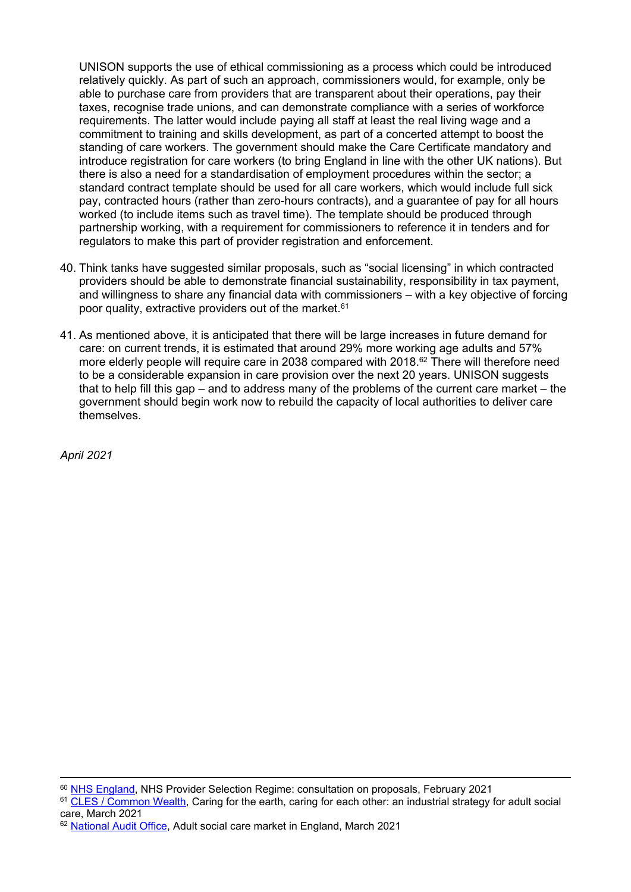UNISON supports the use of ethical commissioning as a process which could be introduced relatively quickly. As part of such an approach, commissioners would, for example, only be able to purchase care from providers that are transparent about their operations, pay their taxes, recognise trade unions, and can demonstrate compliance with a series of workforce requirements. The latter would include paying all staff at least the real living wage and a commitment to training and skills development, as part of a concerted attempt to boost the standing of care workers. The government should make the Care Certificate mandatory and introduce registration for care workers (to bring England in line with the other UK nations). But there is also a need for a standardisation of employment procedures within the sector; a standard contract template should be used for all care workers, which would include full sick pay, contracted hours (rather than zero-hours contracts), and a guarantee of pay for all hours worked (to include items such as travel time). The template should be produced through partnership working, with a requirement for commissioners to reference it in tenders and for regulators to make this part of provider registration and enforcement.

40. Think tanks have suggested similar proposals, such as "social licensing" in which contracted providers should be able to demonstrate financial sustainability, responsibility in tax payment, and willingness to share any financial data with commissioners – with a key objective of forcing poor quality, extractive providers out of the market.[61]

41. As mentioned above, it is anticipated that there will be large increases in future demand for care: on current trends, it is estimated that around 29% more working age adults and 57% more elderly people will require care in 2038 compared with 2018.[62] There will therefore need to be a considerable expansion in care provision over the next 20 years. UNISON suggests that to help fill this gap – and to address many of the problems of the current care market – the government should begin work now to rebuild the capacity of local authorities to deliver care themselves.

*April 2021*

---

[60] NHS England, NHS Provider Selection Regime: consultation on proposals, February 2021

[61] CLES / Common Wealth, Caring for the earth, caring for each other: an industrial strategy for adult social care, March 2021

[62] National Audit Office, Adult social care market in England, March 2021